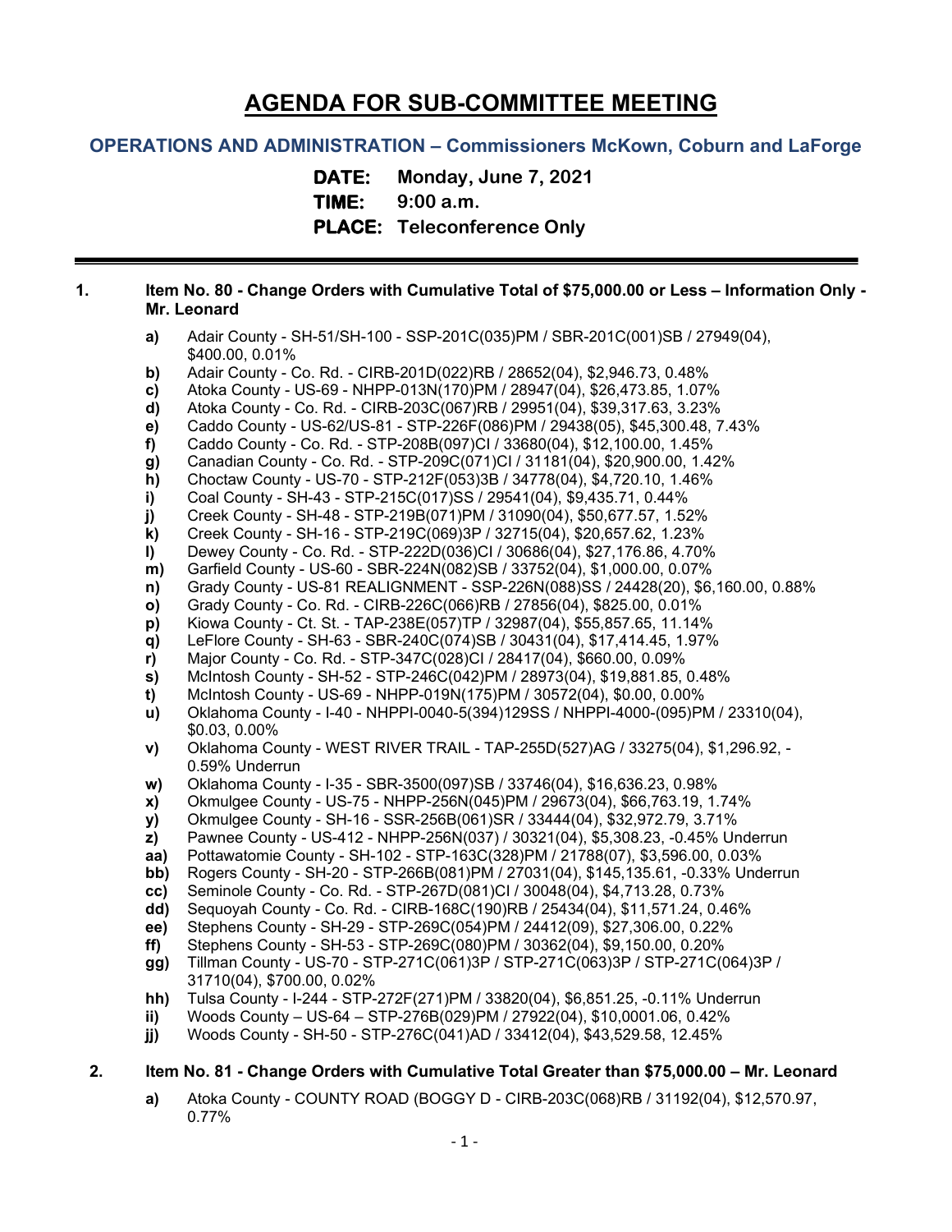# AGENDA FOR SUB-COMMITTEE MEETING

## OPERATIONS AND ADMINISTRATION – Commissioners McKown, Coburn and LaForge

**DATE:** Monday, June 7, 2021

**TIME:** 9:00 a.m.

**PLACE:** Teleconference Only

---

**1. Item No. 80 - Change Orders with Cumulative Total of $75,000.00 or Less – Information Only - Mr. Leonard**

- **a)** Adair County - SH-51/SH-100 - SSP-201C(035)PM / SBR-201C(001)SB / 27949(04), $400.00, 0.01%
- **b)** Adair County - Co. Rd. - CIRB-201D(022)RB / 28652(04), $2,946.73, 0.48%
- **c)** Atoka County - US-69 - NHPP-013N(170)PM / 28947(04), $26,473.85, 1.07%
- **d)** Atoka County - Co. Rd. - CIRB-203C(067)RB / 29951(04), $39,317.63, 3.23%
- **e)** Caddo County - US-62/US-81 - STP-226F(086)PM / 29438(05), $45,300.48, 7.43%
- **f)** Caddo County - Co. Rd. - STP-208B(097)CI / 33680(04), $12,100.00, 1.45%
- **g)** Canadian County - Co. Rd. - STP-209C(071)CI / 31181(04), $20,900.00, 1.42%
- **h)** Choctaw County - US-70 - STP-212F(053)3B / 34778(04), $4,720.10, 1.46%
- **i)** Coal County - SH-43 - STP-215C(017)SS / 29541(04), $9,435.71, 0.44%
- **j)** Creek County - SH-48 - STP-219B(071)PM / 31090(04), $50,677.57, 1.52%
- **k)** Creek County - SH-16 - STP-219C(069)3P / 32715(04), $20,657.62, 1.23%
- **l)** Dewey County - Co. Rd. - STP-222D(036)CI / 30686(04), $27,176.86, 4.70%
- **m)** Garfield County - US-60 - SBR-224N(082)SB / 33752(04), $1,000.00, 0.07%
- **n)** Grady County - US-81 REALIGNMENT - SSP-226N(088)SS / 24428(20), $6,160.00, 0.88%
- **o)** Grady County - Co. Rd. - CIRB-226C(066)RB / 27856(04), $825.00, 0.01%
- **p)** Kiowa County - Ct. St. - TAP-238E(057)TP / 32987(04), $55,857.65, 11.14%
- **q)** LeFlore County - SH-63 - SBR-240C(074)SB / 30431(04), $17,414.45, 1.97%
- **r)** Major County - Co. Rd. - STP-347C(028)CI / 28417(04), $660.00, 0.09%
- **s)** McIntosh County - SH-52 - STP-246C(042)PM / 28973(04), $19,881.85, 0.48%
- **t)** McIntosh County - US-69 - NHPP-019N(175)PM / 30572(04), $0.00, 0.00%
- **u)** Oklahoma County - I-40 - NHPPI-0040-5(394)129SS / NHPPI-4000-(095)PM / 23310(04), $0.03, 0.00%
- **v)** Oklahoma County - WEST RIVER TRAIL - TAP-255D(527)AG / 33275(04), $1,296.92, -0.59% Underrun
- **w)** Oklahoma County - I-35 - SBR-3500(097)SB / 33746(04), $16,636.23, 0.98%
- **x)** Okmulgee County - US-75 - NHPP-256N(045)PM / 29673(04), $66,763.19, 1.74%
- **y)** Okmulgee County - SH-16 - SSR-256B(061)SR / 33444(04), $32,972.79, 3.71%
- **z)** Pawnee County - US-412 - NHPP-256N(037) / 30321(04), $5,308.23, -0.45% Underrun
- **aa)** Pottawatomie County - SH-102 - STP-163C(328)PM / 21788(07), $3,596.00, 0.03%
- **bb)** Rogers County - SH-20 - STP-266B(081)PM / 27031(04), $145,135.61, -0.33% Underrun
- **cc)** Seminole County - Co. Rd. - STP-267D(081)CI / 30048(04), $4,713.28, 0.73%
- **dd)** Sequoyah County - Co. Rd. - CIRB-168C(190)RB / 25434(04), $11,571.24, 0.46%
- **ee)** Stephens County - SH-29 - STP-269C(054)PM / 24412(09), $27,306.00, 0.22%
- **ff)** Stephens County - SH-53 - STP-269C(080)PM / 30362(04), $9,150.00, 0.20%
- **gg)** Tillman County - US-70 - STP-271C(061)3P / STP-271C(063)3P / STP-271C(064)3P / 31710(04), $700.00, 0.02%
- **hh)** Tulsa County - I-244 - STP-272F(271)PM / 33820(04), $6,851.25, -0.11% Underrun
- **ii)** Woods County – US-64 – STP-276B(029)PM / 27922(04), $10,0001.06, 0.42%
- **jj)** Woods County - SH-50 - STP-276C(041)AD / 33412(04), $43,529.58, 12.45%

**2. Item No. 81 - Change Orders with Cumulative Total Greater than $75,000.00 – Mr. Leonard**

- **a)** Atoka County - COUNTY ROAD (BOGGY D - CIRB-203C(068)RB / 31192(04), $12,570.97, 0.77%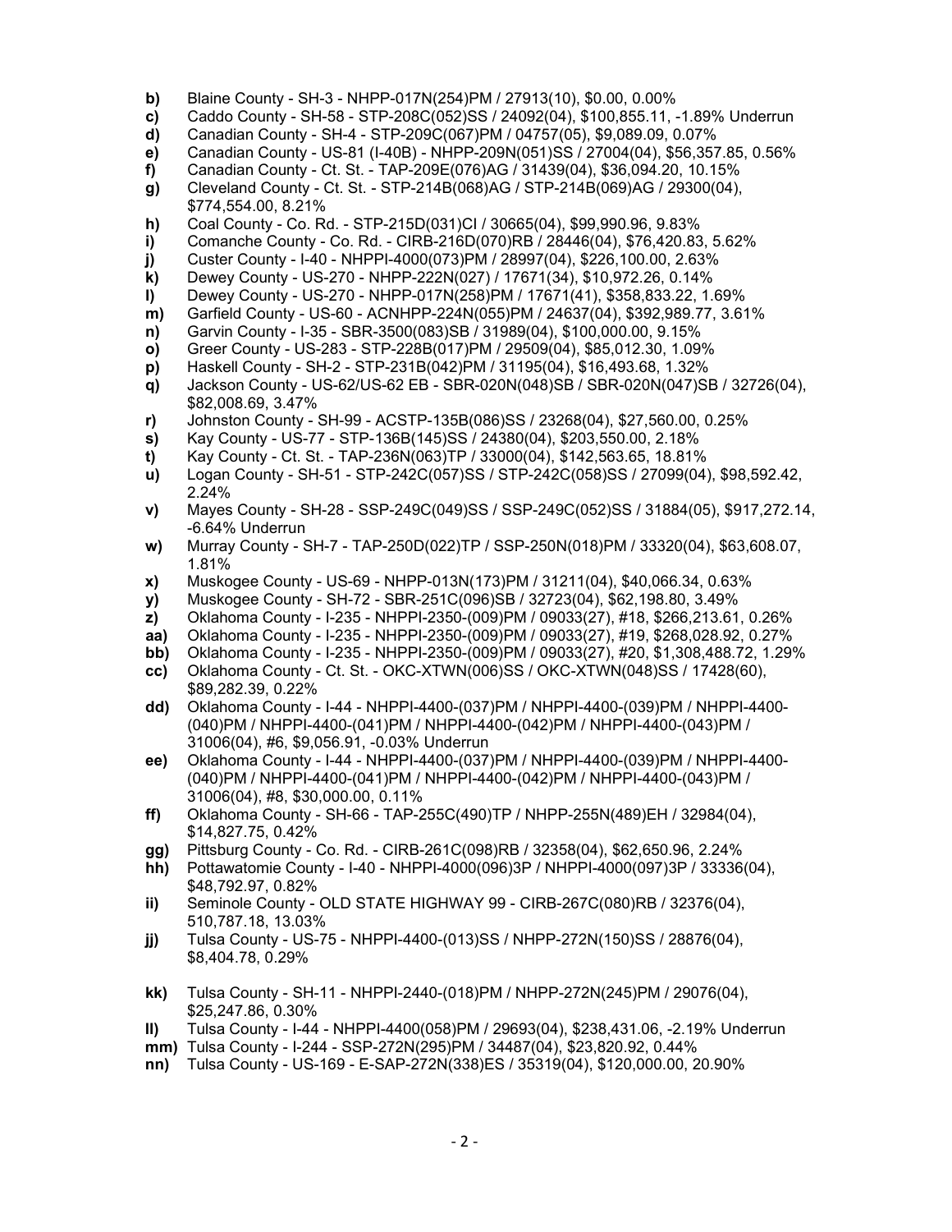**b)** Blaine County - SH-3 - NHPP-017N(254)PM / 27913(10), $0.00, 0.00%

**c)** Caddo County - SH-58 - STP-208C(052)SS / 24092(04), $100,855.11, -1.89% Underrun

**d)** Canadian County - SH-4 - STP-209C(067)PM / 04757(05), $9,089.09, 0.07%

**e)** Canadian County - US-81 (I-40B) - NHPP-209N(051)SS / 27004(04), $56,357.85, 0.56%

**f)** Canadian County - Ct. St. - TAP-209E(076)AG / 31439(04), $36,094.20, 10.15%

**g)** Cleveland County - Ct. St. - STP-214B(068)AG / STP-214B(069)AG / 29300(04), $774,554.00, 8.21%

**h)** Coal County - Co. Rd. - STP-215D(031)CI / 30665(04), $99,990.96, 9.83%

**i)** Comanche County - Co. Rd. - CIRB-216D(070)RB / 28446(04), $76,420.83, 5.62%

**j)** Custer County - I-40 - NHPPI-4000(073)PM / 28997(04), $226,100.00, 2.63%

**k)** Dewey County - US-270 - NHPP-222N(027) / 17671(34), $10,972.26, 0.14%

**l)** Dewey County - US-270 - NHPP-017N(258)PM / 17671(41), $358,833.22, 1.69%

**m)** Garfield County - US-60 - ACNHPP-224N(055)PM / 24637(04), $392,989.77, 3.61%

**n)** Garvin County - I-35 - SBR-3500(083)SB / 31989(04), $100,000.00, 9.15%

**o)** Greer County - US-283 - STP-228B(017)PM / 29509(04), $85,012.30, 1.09%

**p)** Haskell County - SH-2 - STP-231B(042)PM / 31195(04), $16,493.68, 1.32%

**q)** Jackson County - US-62/US-62 EB - SBR-020N(048)SB / SBR-020N(047)SB / 32726(04), $82,008.69, 3.47%

**r)** Johnston County - SH-99 - ACSTP-135B(086)SS / 23268(04), $27,560.00, 0.25%

**s)** Kay County - US-77 - STP-136B(145)SS / 24380(04), $203,550.00, 2.18%

**t)** Kay County - Ct. St. - TAP-236N(063)TP / 33000(04), $142,563.65, 18.81%

**u)** Logan County - SH-51 - STP-242C(057)SS / STP-242C(058)SS / 27099(04), $98,592.42, 2.24%

**v)** Mayes County - SH-28 - SSP-249C(049)SS / SSP-249C(052)SS / 31884(05), $917,272.14, -6.64% Underrun

**w)** Murray County - SH-7 - TAP-250D(022)TP / SSP-250N(018)PM / 33320(04), $63,608.07, 1.81%

**x)** Muskogee County - US-69 - NHPP-013N(173)PM / 31211(04), $40,066.34, 0.63%

**y)** Muskogee County - SH-72 - SBR-251C(096)SB / 32723(04), $62,198.80, 3.49%

**z)** Oklahoma County - I-235 - NHPPI-2350-(009)PM / 09033(27), #18, $266,213.61, 0.26%

**aa)** Oklahoma County - I-235 - NHPPI-2350-(009)PM / 09033(27), #19, $268,028.92, 0.27%

**bb)** Oklahoma County - I-235 - NHPPI-2350-(009)PM / 09033(27), #20, $1,308,488.72, 1.29%

**cc)** Oklahoma County - Ct. St. - OKC-XTWN(006)SS / OKC-XTWN(048)SS / 17428(60), $89,282.39, 0.22%

**dd)** Oklahoma County - I-44 - NHPPI-4400-(037)PM / NHPPI-4400-(039)PM / NHPPI-4400-(040)PM / NHPPI-4400-(041)PM / NHPPI-4400-(042)PM / NHPPI-4400-(043)PM / 31006(04), #6, $9,056.91, -0.03% Underrun

**ee)** Oklahoma County - I-44 - NHPPI-4400-(037)PM / NHPPI-4400-(039)PM / NHPPI-4400-(040)PM / NHPPI-4400-(041)PM / NHPPI-4400-(042)PM / NHPPI-4400-(043)PM / 31006(04), #8, $30,000.00, 0.11%

**ff)** Oklahoma County - SH-66 - TAP-255C(490)TP / NHPP-255N(489)EH / 32984(04), $14,827.75, 0.42%

**gg)** Pittsburg County - Co. Rd. - CIRB-261C(098)RB / 32358(04), $62,650.96, 2.24%

**hh)** Pottawatomie County - I-40 - NHPPI-4000(096)3P / NHPPI-4000(097)3P / 33336(04), $48,792.97, 0.82%

**ii)** Seminole County - OLD STATE HIGHWAY 99 - CIRB-267C(080)RB / 32376(04), 510,787.18, 13.03%

**jj)** Tulsa County - US-75 - NHPPI-4400-(013)SS / NHPP-272N(150)SS / 28876(04), $8,404.78, 0.29%

**kk)** Tulsa County - SH-11 - NHPPI-2440-(018)PM / NHPP-272N(245)PM / 29076(04), $25,247.86, 0.30%

**ll)** Tulsa County - I-44 - NHPPI-4400(058)PM / 29693(04), $238,431.06, -2.19% Underrun

**mm)** Tulsa County - I-244 - SSP-272N(295)PM / 34487(04), $23,820.92, 0.44%

**nn)** Tulsa County - US-169 - E-SAP-272N(338)ES / 35319(04), $120,000.00, 20.90%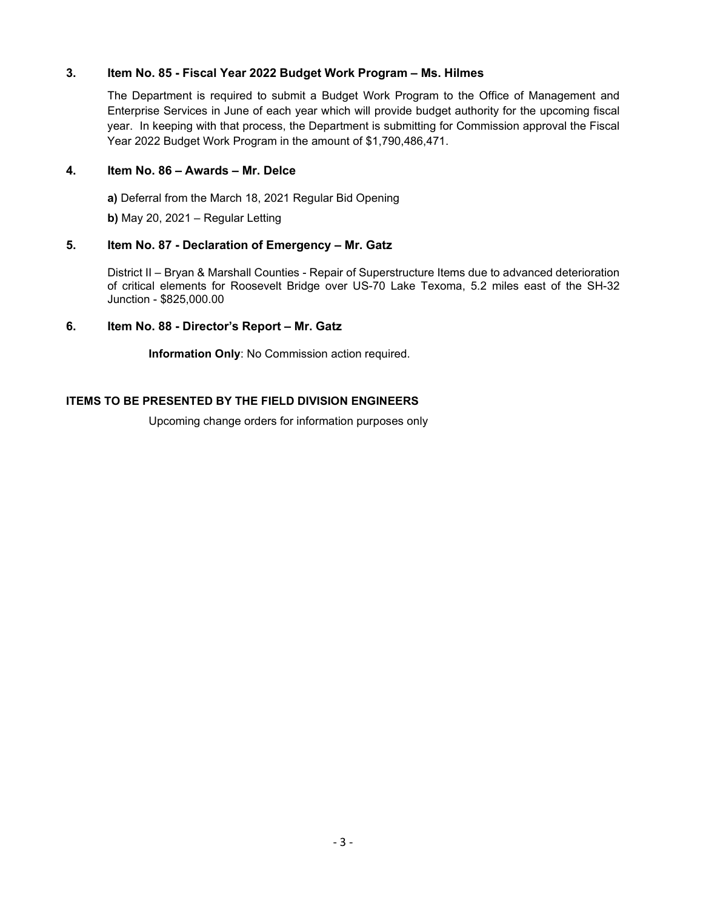### 3. Item No. 85 - Fiscal Year 2022 Budget Work Program – Ms. Hilmes

The Department is required to submit a Budget Work Program to the Office of Management and Enterprise Services in June of each year which will provide budget authority for the upcoming fiscal year. In keeping with that process, the Department is submitting for Commission approval the Fiscal Year 2022 Budget Work Program in the amount of $1,790,486,471.

### 4. Item No. 86 – Awards – Mr. Delce

**a)** Deferral from the March 18, 2021 Regular Bid Opening

**b)** May 20, 2021 – Regular Letting

### 5. Item No. 87 - Declaration of Emergency – Mr. Gatz

District II – Bryan & Marshall Counties - Repair of Superstructure Items due to advanced deterioration of critical elements for Roosevelt Bridge over US-70 Lake Texoma, 5.2 miles east of the SH-32 Junction - $825,000.00

### 6. Item No. 88 - Director's Report – Mr. Gatz

**Information Only**: No Commission action required.

### ITEMS TO BE PRESENTED BY THE FIELD DIVISION ENGINEERS

Upcoming change orders for information purposes only